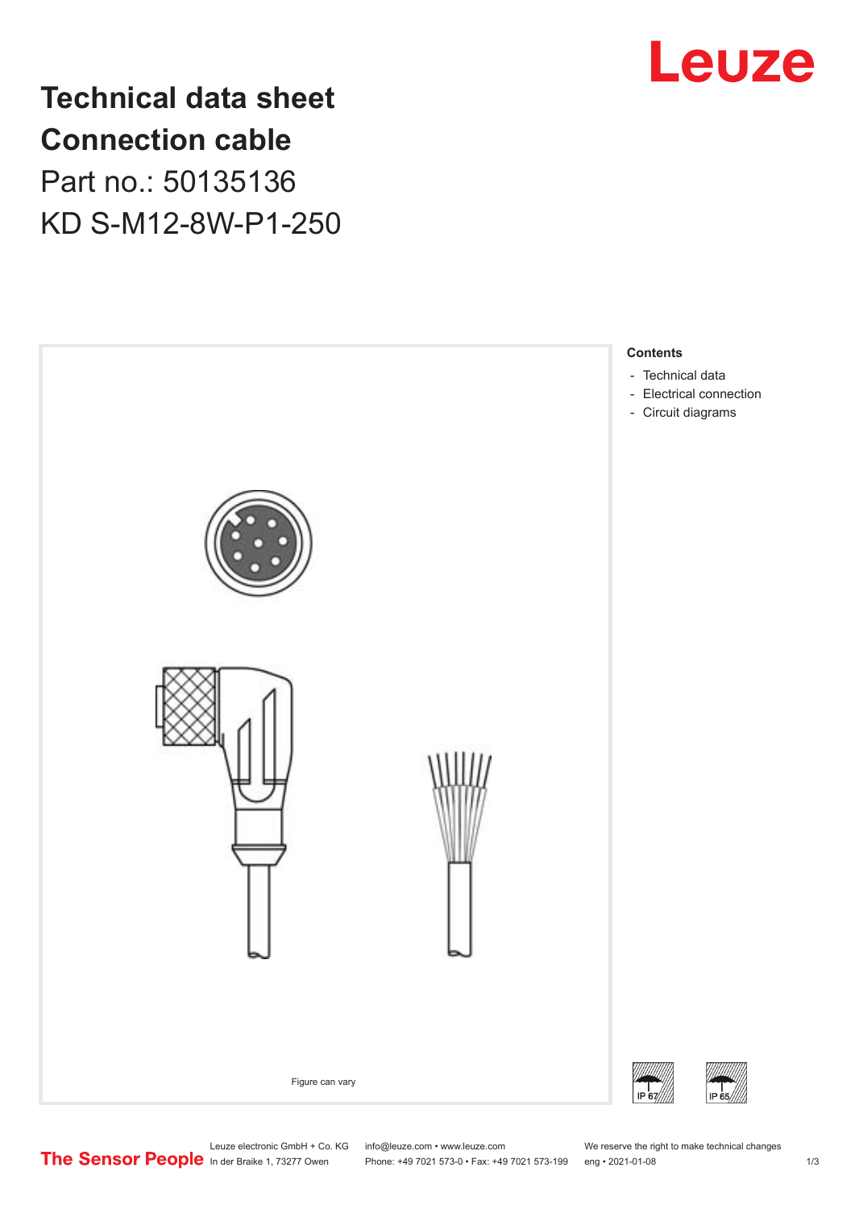# Technical data sheet
# Connection cable
## Part no.: 50135136
## KD S-M12-8W-P1-250

Figure can vary

**Contents**

- Technical data
- Electrical connection
- Circuit diagrams

IP 67

IP 65

Leuze electronic GmbH + Co. KG
In der Braike 1, 73277 Owen

info@leuze.com • www.leuze.com
Phone: +49 7021 573-0 • Fax: +49 7021 573-199

We reserve the right to make technical changes
eng • 2021-01-08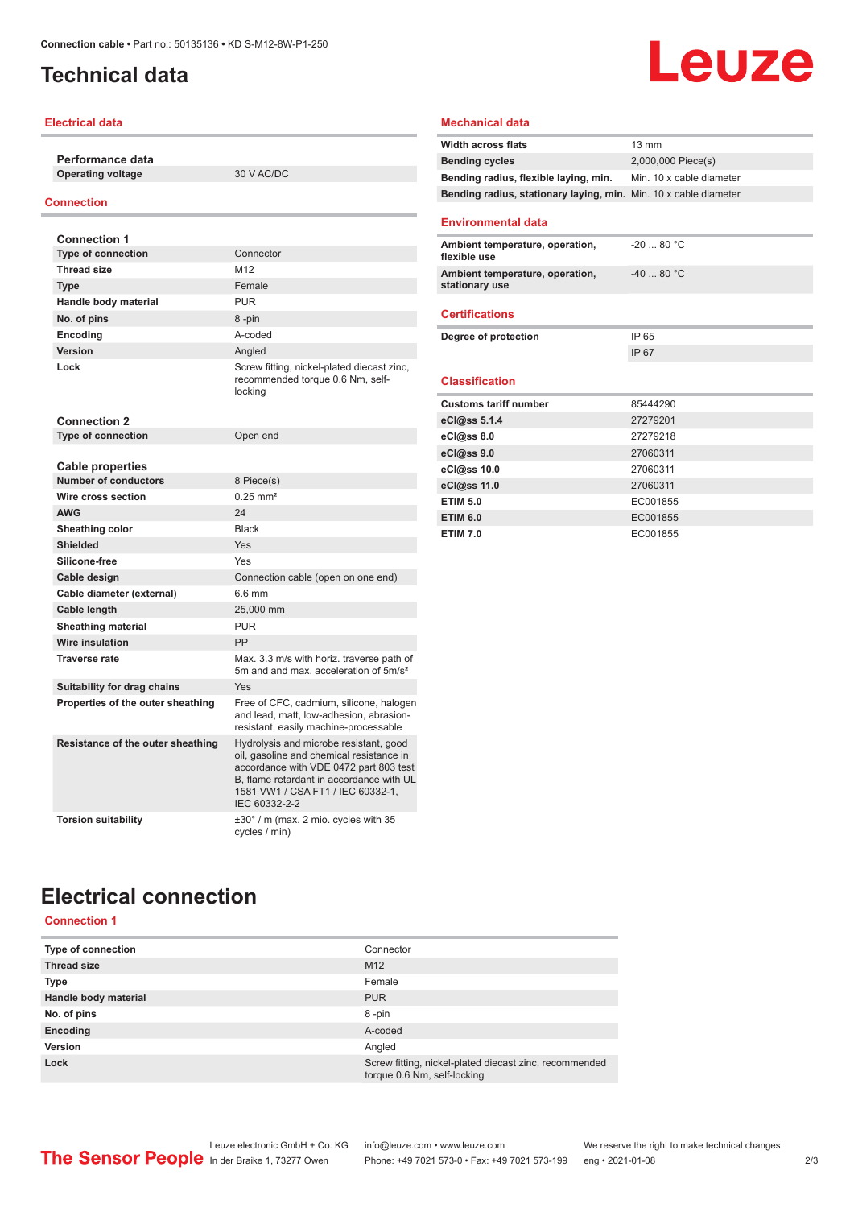# Technical data

## Electrical data

### Performance data

| | |
|---|---|
| **Operating voltage** | 30 V AC/DC |

## Connection

### Connection 1

| | |
|---|---|
| **Type of connection** | Connector |
| **Thread size** | M12 |
| **Type** | Female |
| **Handle body material** | PUR |
| **No. of pins** | 8 -pin |
| **Encoding** | A-coded |
| **Version** | Angled |
| **Lock** | Screw fitting, nickel-plated diecast zinc, recommended torque 0.6 Nm, self-locking |

### Connection 2

| | |
|---|---|
| **Type of connection** | Open end |

### Cable properties

| | |
|---|---|
| **Number of conductors** | 8 Piece(s) |
| **Wire cross section** | 0.25 mm² |
| **AWG** | 24 |
| **Sheathing color** | Black |
| **Shielded** | Yes |
| **Silicone-free** | Yes |
| **Cable design** | Connection cable (open on one end) |
| **Cable diameter (external)** | 6.6 mm |
| **Cable length** | 25,000 mm |
| **Sheathing material** | PUR |
| **Wire insulation** | PP |
| **Traverse rate** | Max. 3.3 m/s with horiz. traverse path of 5m and and max. acceleration of 5m/s² |
| **Suitability for drag chains** | Yes |
| **Properties of the outer sheathing** | Free of CFC, cadmium, silicone, halogen and lead, matt, low-adhesion, abrasion-resistant, easily machine-processable |
| **Resistance of the outer sheathing** | Hydrolysis and microbe resistant, good oil, gasoline and chemical resistance in accordance with VDE 0472 part 803 test B, flame retardant in accordance with UL 1581 VW1 / CSA FT1 / IEC 60332-1, IEC 60332-2-2 |
| **Torsion suitability** | ±30° / m (max. 2 mio. cycles with 35 cycles / min) |

## Mechanical data

| | |
|---|---|
| **Width across flats** | 13 mm |
| **Bending cycles** | 2,000,000 Piece(s) |
| **Bending radius, flexible laying, min.** | Min. 10 x cable diameter |
| **Bending radius, stationary laying, min.** | Min. 10 x cable diameter |

## Environmental data

| | |
|---|---|
| **Ambient temperature, operation, flexible use** | -20 ... 80 °C |
| **Ambient temperature, operation, stationary use** | -40 ... 80 °C |

## Certifications

| | |
|---|---|
| **Degree of protection** | IP 65 |
| | IP 67 |

## Classification

| | |
|---|---|
| **Customs tariff number** | 85444290 |
| **eCl@ss 5.1.4** | 27279201 |
| **eCl@ss 8.0** | 27279218 |
| **eCl@ss 9.0** | 27060311 |
| **eCl@ss 10.0** | 27060311 |
| **eCl@ss 11.0** | 27060311 |
| **ETIM 5.0** | EC001855 |
| **ETIM 6.0** | EC001855 |
| **ETIM 7.0** | EC001855 |

# Electrical connection

## Connection 1

| | |
|---|---|
| **Type of connection** | Connector |
| **Thread size** | M12 |
| **Type** | Female |
| **Handle body material** | PUR |
| **No. of pins** | 8 -pin |
| **Encoding** | A-coded |
| **Version** | Angled |
| **Lock** | Screw fitting, nickel-plated diecast zinc, recommended torque 0.6 Nm, self-locking |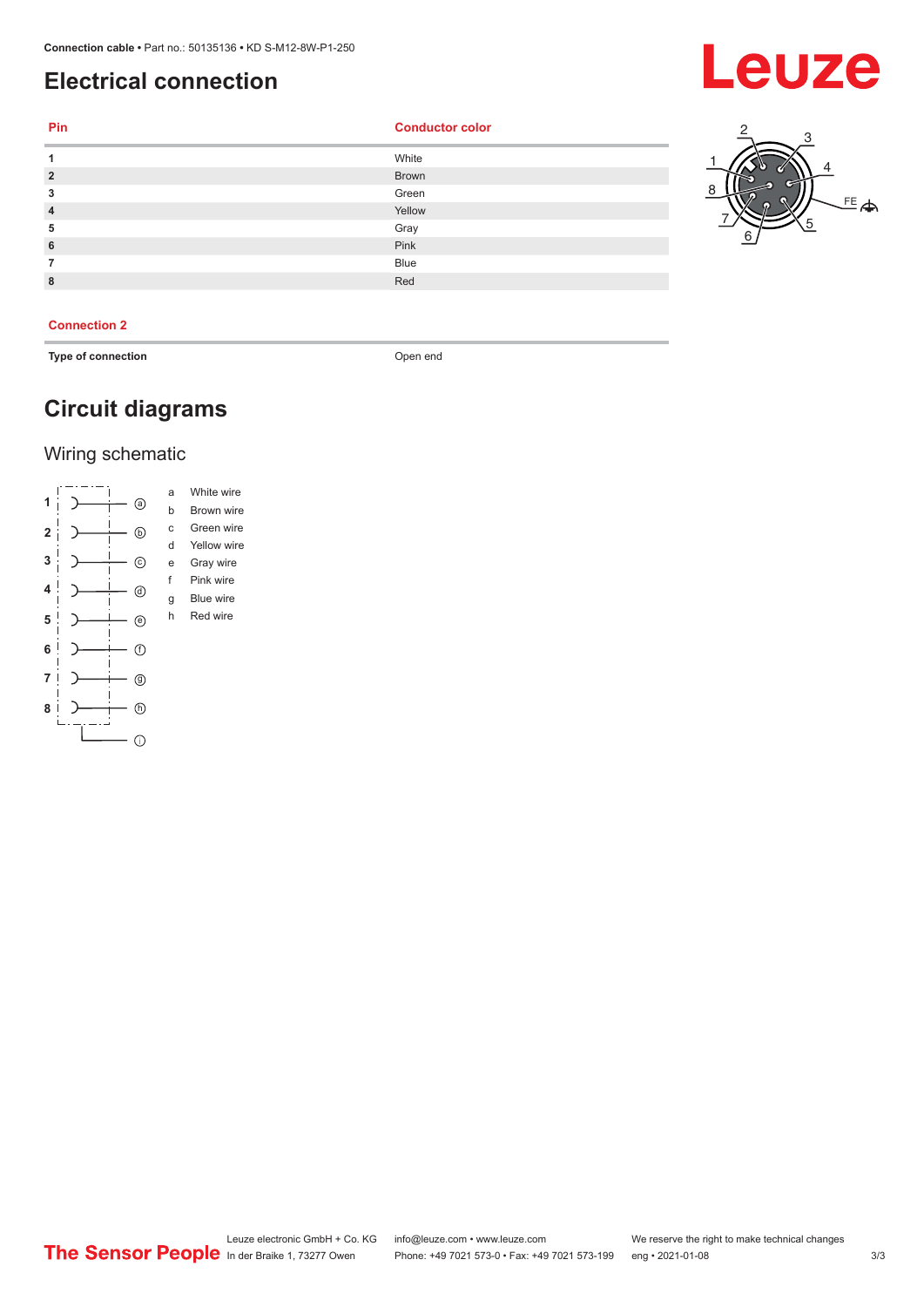# Electrical connection

| Pin | Conductor color |
|---|---|
| 1 | White |
| 2 | Brown |
| 3 | Green |
| 4 | Yellow |
| 5 | Gray |
| 6 | Pink |
| 7 | Blue |
| 8 | Red |

2
3
1
4
8
FE
7
5
6

**Connection 2**

| | |
|---|---|
| Type of connection | Open end |

# Circuit diagrams

## Wiring schematic

1 ⓐ
2 ⓑ
3 ⓒ
4 ⓓ
5 ⓔ
6 ⓕ
7 ⓖ
8 ⓗ
ⓘ

| | |
|---|---|
| a | White wire |
| b | Brown wire |
| c | Green wire |
| d | Yellow wire |
| e | Gray wire |
| f | Pink wire |
| g | Blue wire |
| h | Red wire |